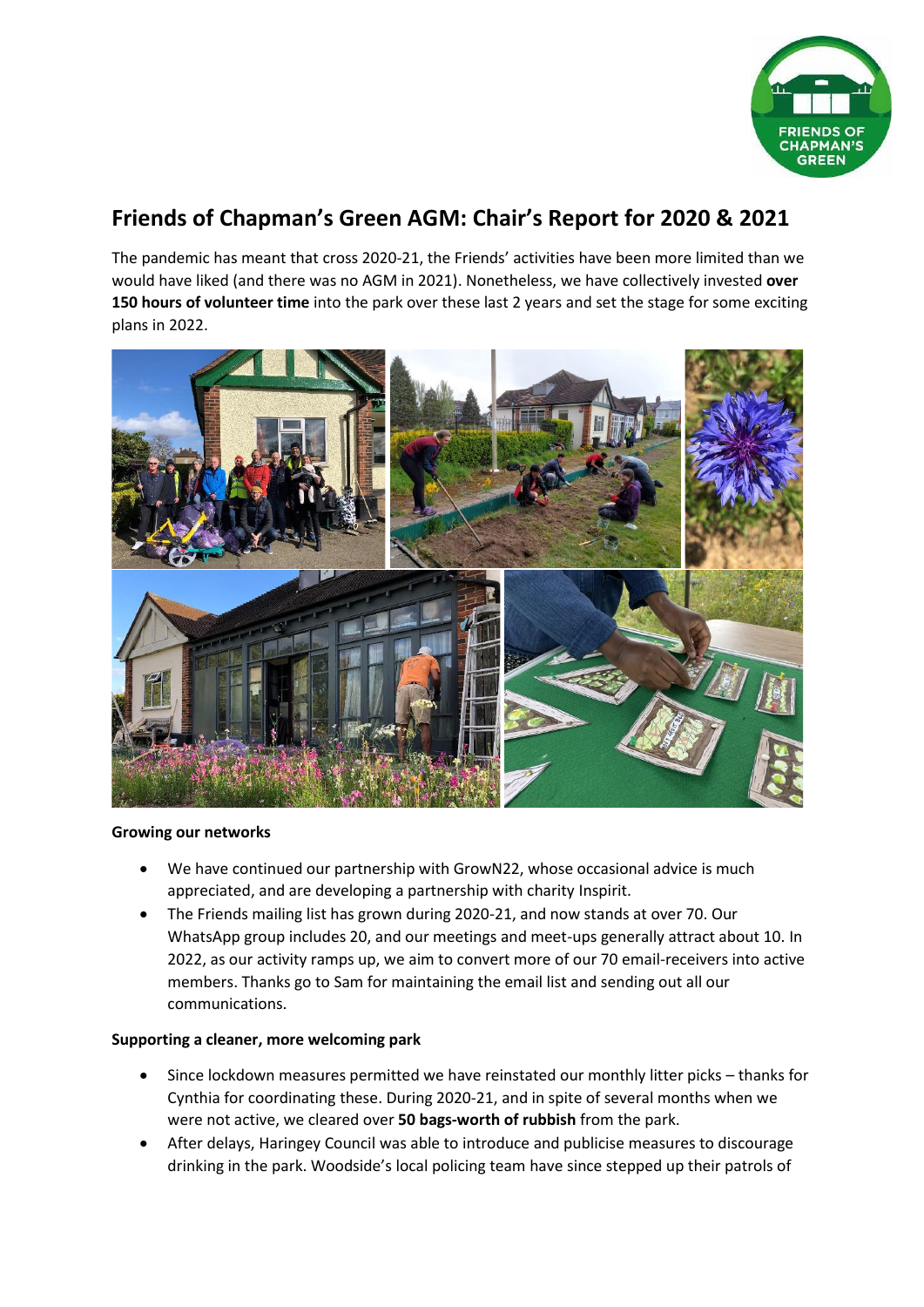# Friends of Chapman's Green AGM: Chair's Report for 2020 & 2021

The pandemic has meant that cross 2020-21, the Friends' activities have been more limited than we would have liked (and there was no AGM in 2021). Nonetheless, we have collectively invested **over 150 hours of volunteer time** into the park over these last 2 years and set the stage for some exciting plans in 2022.

**Growing our networks**

- We have continued our partnership with GrowN22, whose occasional advice is much appreciated, and are developing a partnership with charity Inspirit.
- The Friends mailing list has grown during 2020-21, and now stands at over 70. Our WhatsApp group includes 20, and our meetings and meet-ups generally attract about 10. In 2022, as our activity ramps up, we aim to convert more of our 70 email-receivers into active members. Thanks go to Sam for maintaining the email list and sending out all our communications.

**Supporting a cleaner, more welcoming park**

- Since lockdown measures permitted we have reinstated our monthly litter picks – thanks for Cynthia for coordinating these. During 2020-21, and in spite of several months when we were not active, we cleared over **50 bags-worth of rubbish** from the park.
- After delays, Haringey Council was able to introduce and publicise measures to discourage drinking in the park. Woodside's local policing team have since stepped up their patrols of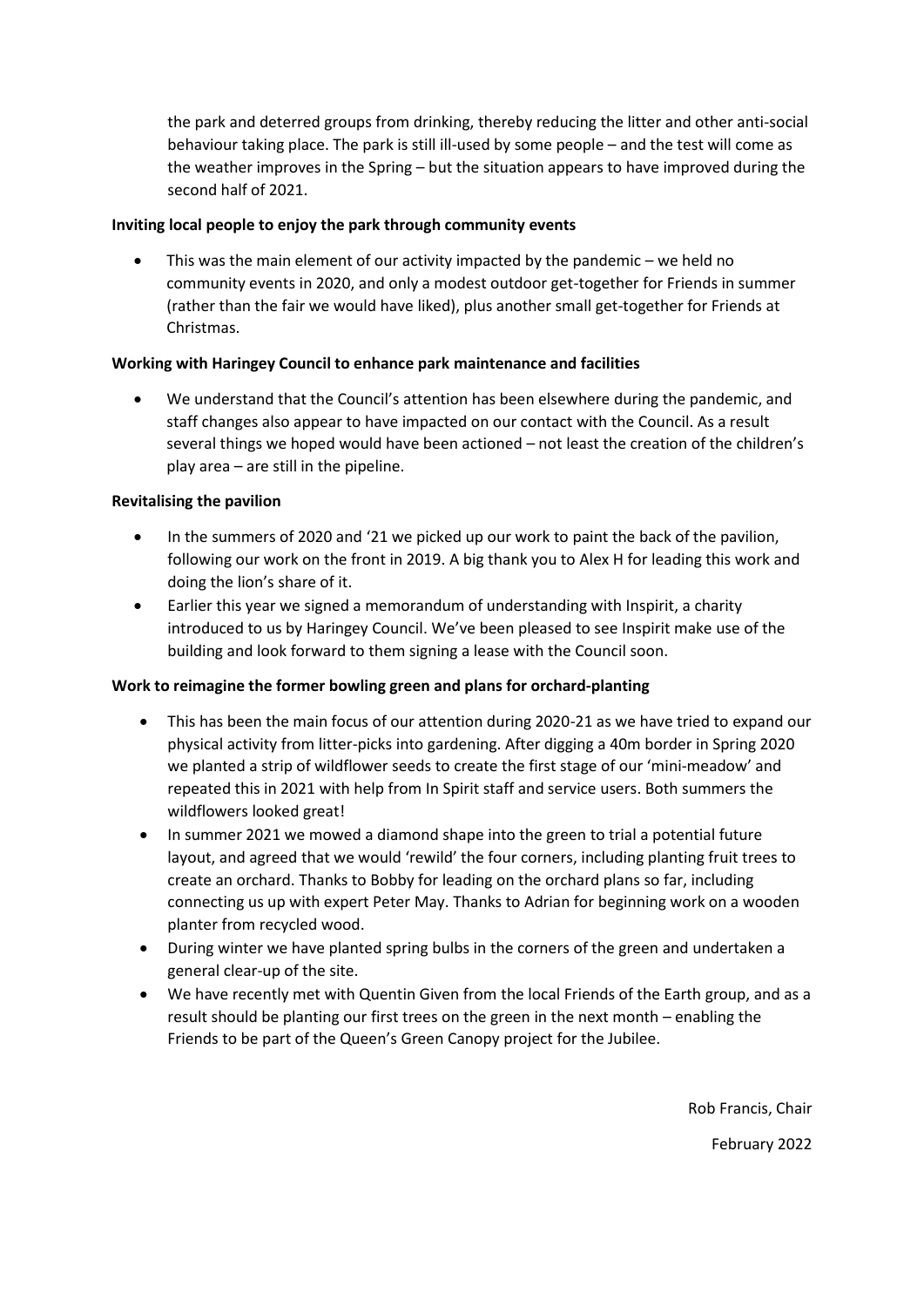the park and deterred groups from drinking, thereby reducing the litter and other anti-social behaviour taking place. The park is still ill-used by some people – and the test will come as the weather improves in the Spring – but the situation appears to have improved during the second half of 2021.

**Inviting local people to enjoy the park through community events**

- This was the main element of our activity impacted by the pandemic – we held no community events in 2020, and only a modest outdoor get-together for Friends in summer (rather than the fair we would have liked), plus another small get-together for Friends at Christmas.

**Working with Haringey Council to enhance park maintenance and facilities**

- We understand that the Council's attention has been elsewhere during the pandemic, and staff changes also appear to have impacted on our contact with the Council. As a result several things we hoped would have been actioned – not least the creation of the children's play area – are still in the pipeline.

**Revitalising the pavilion**

- In the summers of 2020 and '21 we picked up our work to paint the back of the pavilion, following our work on the front in 2019. A big thank you to Alex H for leading this work and doing the lion's share of it.
- Earlier this year we signed a memorandum of understanding with Inspirit, a charity introduced to us by Haringey Council. We've been pleased to see Inspirit make use of the building and look forward to them signing a lease with the Council soon.

**Work to reimagine the former bowling green and plans for orchard-planting**

- This has been the main focus of our attention during 2020-21 as we have tried to expand our physical activity from litter-picks into gardening. After digging a 40m border in Spring 2020 we planted a strip of wildflower seeds to create the first stage of our 'mini-meadow' and repeated this in 2021 with help from In Spirit staff and service users. Both summers the wildflowers looked great!
- In summer 2021 we mowed a diamond shape into the green to trial a potential future layout, and agreed that we would 'rewild' the four corners, including planting fruit trees to create an orchard. Thanks to Bobby for leading on the orchard plans so far, including connecting us up with expert Peter May. Thanks to Adrian for beginning work on a wooden planter from recycled wood.
- During winter we have planted spring bulbs in the corners of the green and undertaken a general clear-up of the site.
- We have recently met with Quentin Given from the local Friends of the Earth group, and as a result should be planting our first trees on the green in the next month – enabling the Friends to be part of the Queen's Green Canopy project for the Jubilee.

Rob Francis, Chair

February 2022